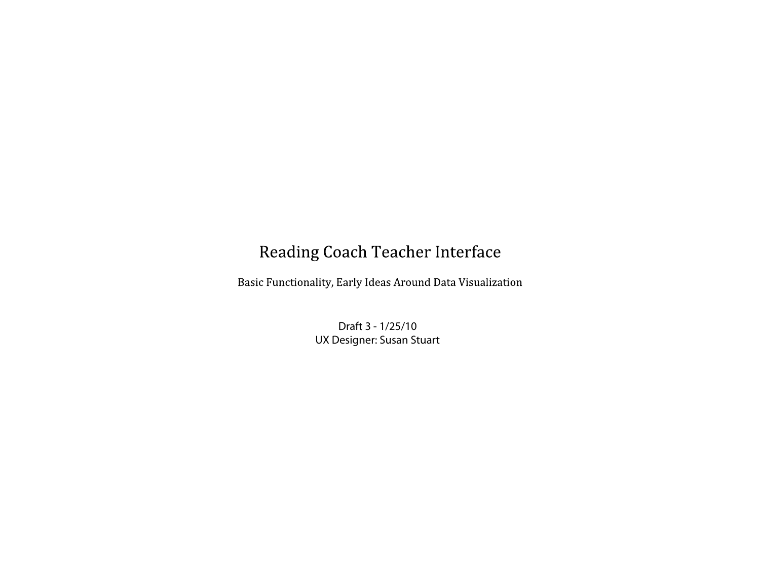# Reading Coach Teacher Interface

Basic Functionality, Early Ideas Around Data Visualization

Draft 3 - 1/25/10
UX Designer: Susan Stuart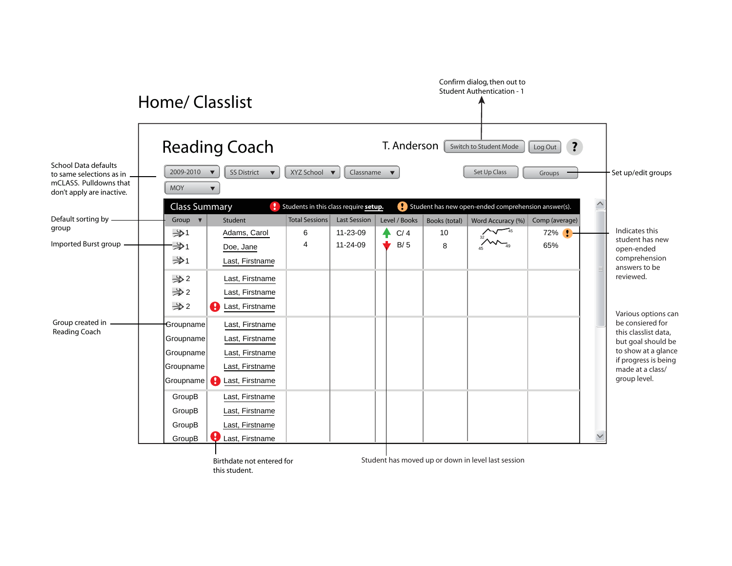# Home/ Classlist

Confirm dialog, then out to Student Authentication - 1

## Reading Coach

T. Anderson | Switch to Student Mode | Log Out | ?

School Data defaults to same selections as in mCLASS. Pulldowns that don't apply are inactive.

2009-2010 ▼ | SS District ▼ | XYZ School ▼ | Classname ▼ | MOY ▼

Set Up Class | Groups

Set up/edit groups

**Class Summary** — Students in this class require **setup.** — Student has new open-ended comprehension answer(s).

Default sorting by group

Imported Burst group

| Group ▼ | Student | Total Sessions | Last Session | Level / Books | Books (total) | Word Accuracy (%) | Comp (average) |
|---|---|---|---|---|---|---|---|
| 1 | Adams, Carol | 6 | 11-23-09 | ▲ C/ 4 | 10 | 32 … 45 | 72% ! |
| 1 | Doe, Jane | 4 | 11-24-09 | ▼ B/ 5 | 8 | 45 … 49 | 65% |
| 1 | Last, Firstname | | | | | | |
| 2 | Last, Firstname | | | | | | |
| 2 | Last, Firstname | | | | | | |
| 2 | ! Last, Firstname | | | | | | |
| Groupname | Last, Firstname | | | | | | |
| Groupname | Last, Firstname | | | | | | |
| Groupname | Last, Firstname | | | | | | |
| Groupname | Last, Firstname | | | | | | |
| Groupname | ! Last, Firstname | | | | | | |
| GroupB | Last, Firstname | | | | | | |
| GroupB | Last, Firstname | | | | | | |
| GroupB | Last, Firstname | | | | | | |
| GroupB | ! Last, Firstname | | | | | | |

Group created in Reading Coach

Indicates this student has new open-ended comprehension answers to be reviewed.

Various options can be consiered for this classlist data, but goal should be to show at a glance if progress is being made at a class/ group level.

Birthdate not entered for this student.

Student has moved up or down in level last session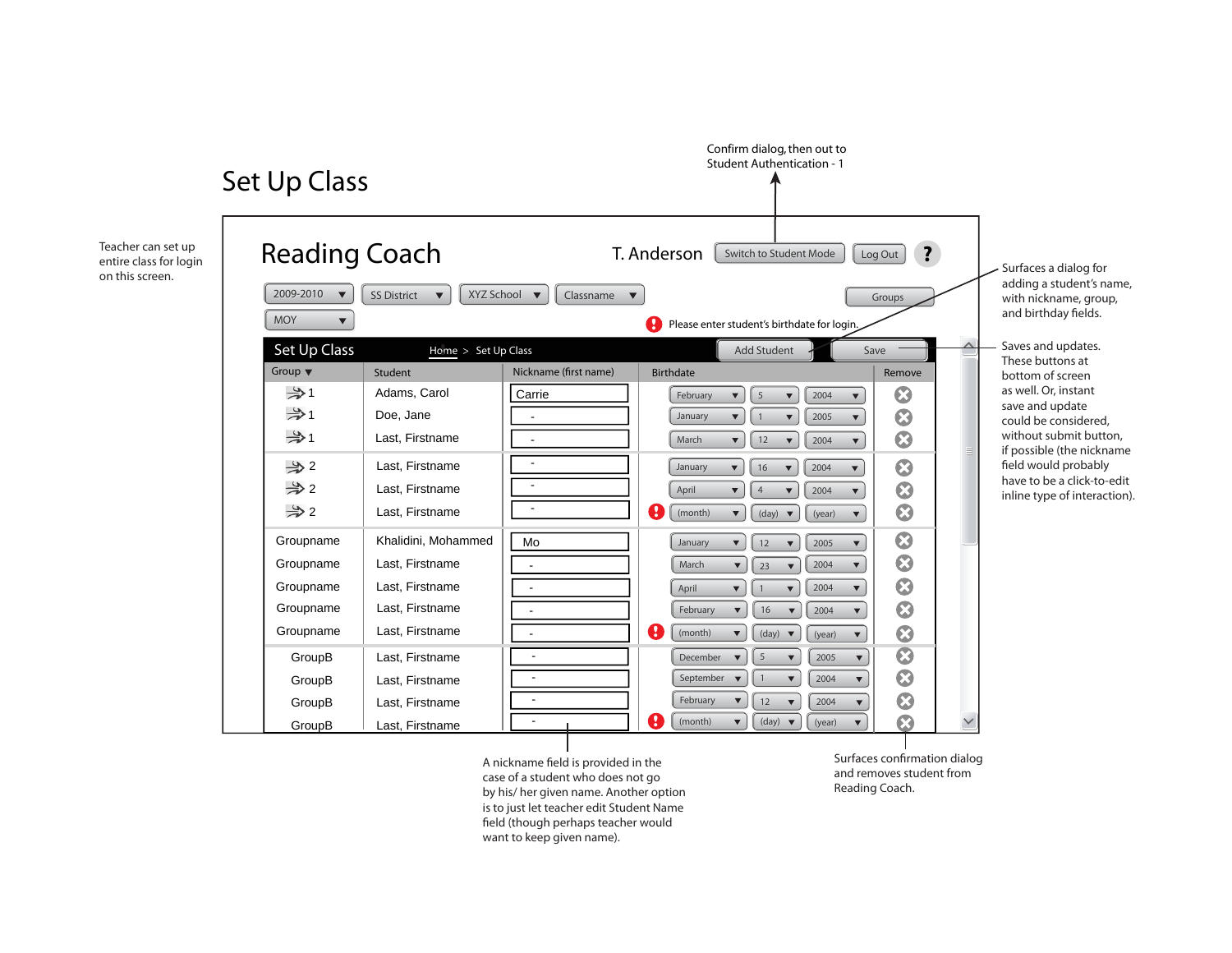# Set Up Class

Teacher can set up entire class for login on this screen.

Confirm dialog, then out to Student Authentication - 1

Surfaces a dialog for adding a student's name, with nickname, group, and birthday fields.

Saves and updates. These buttons at bottom of screen as well. Or, instant save and update could be considered, without submit button, if possible (the nickname field would probably have to be a click-to-edit inline type of interaction).

## Reading Coach

T. Anderson | Switch to Student Mode | Log Out | ?

2009-2010 ▼ | SS District ▼ | XYZ School ▼ | Classname ▼ | Groups

MOY ▼

Please enter student's birthdate for login.

**Set Up Class** Home > Set Up Class | Add Student | Save

| Group ▼ | Student | Nickname (first name) | Birthdate | Remove |
|---|---|---|---|---|
| 1 | Adams, Carol | Carie | February ▼ 5 ▼ 2004 ▼ | ⊗ |
| 1 | Doe, Jane | - | January ▼ 1 ▼ 2005 ▼ | ⊗ |
| 1 | Last, Firstname | - | March ▼ 12 ▼ 2004 ▼ | ⊗ |
| 2 | Last, Firstname | - | January ▼ 16 ▼ 2004 ▼ | ⊗ |
| 2 | Last, Firstname | - | April ▼ 4 ▼ 2004 ▼ | ⊗ |
| 2 | Last, Firstname | - | ! (month) ▼ (day) ▼ (year) ▼ | ⊗ |
| Groupname | Khalidini, Mohammed | Mo | January ▼ 12 ▼ 2005 ▼ | ⊗ |
| Groupname | Last, Firstname | - | March ▼ 23 ▼ 2004 ▼ | ⊗ |
| Groupname | Last, Firstname | - | April ▼ 1 ▼ 2004 ▼ | ⊗ |
| Groupname | Last, Firstname | - | February ▼ 16 ▼ 2004 ▼ | ⊗ |
| Groupname | Last, Firstname | - | ! (month) ▼ (day) ▼ (year) ▼ | ⊗ |
| GroupB | Last, Firstname | - | December ▼ 5 ▼ 2005 ▼ | ⊗ |
| GroupB | Last, Firstname | - | September ▼ 1 ▼ 2004 ▼ | ⊗ |
| GroupB | Last, Firstname | - | February ▼ 12 ▼ 2004 ▼ | ⊗ |
| GroupB | Last, Firstname | - | ! (month) ▼ (day) ▼ (year) ▼ | ⊗ |

A nickname field is provided in the case of a student who does not go by his/ her given name. Another option is to just let teacher edit Student Name field (though perhaps teacher would want to keep given name).

Surfaces confirmation dialog and removes student from Reading Coach.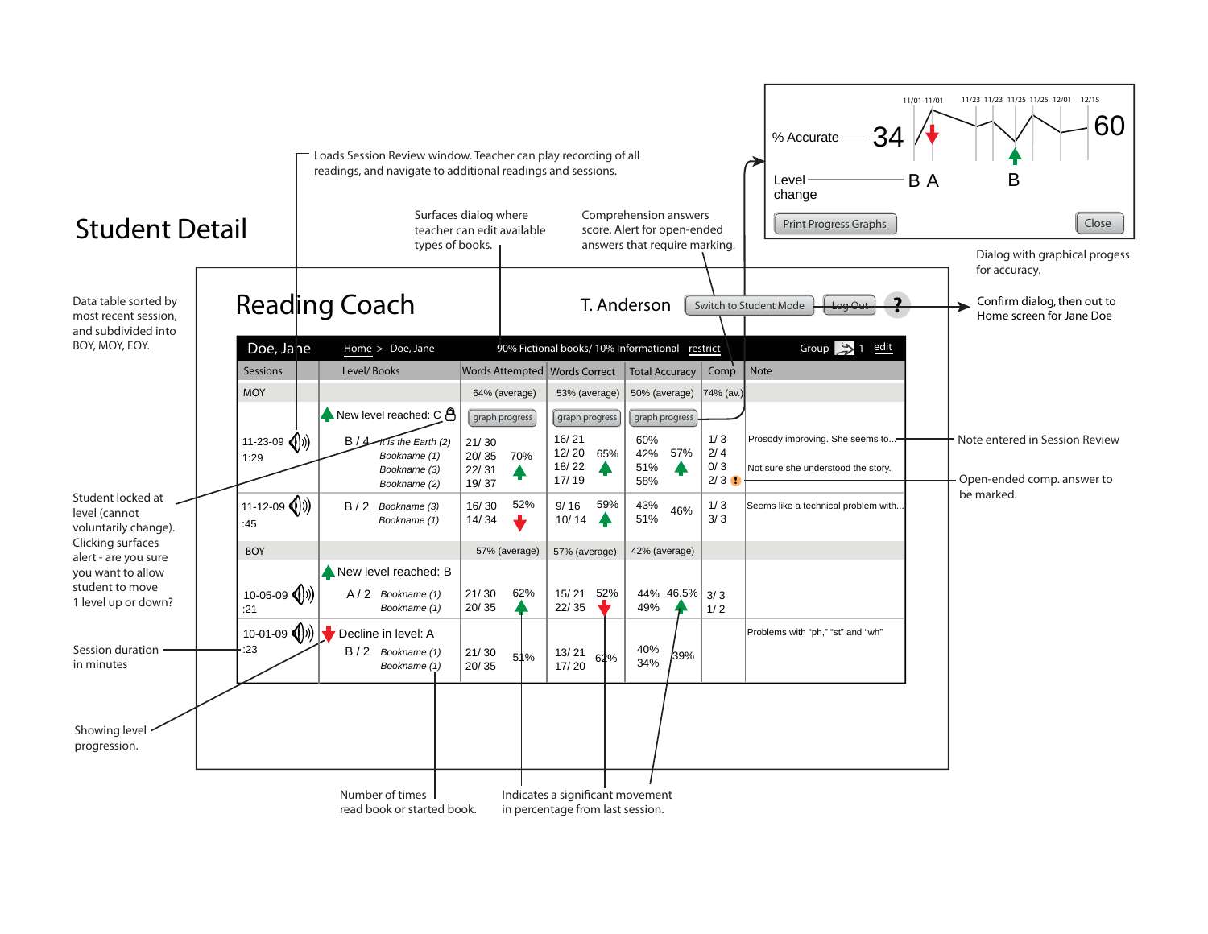# Student Detail

Data table sorted by most recent session, and subdivided into BOY, MOY, EOY.

Loads Session Review window. Teacher can play recording of all readings, and navigate to additional readings and sessions.

Surfaces dialog where teacher can edit available types of books.

Comprehension answers score. Alert for open-ended answers that require marking.

Dialog with graphical progess for accuracy.

Confirm dialog, then out to Home screen for Jane Doe

## Reading Coach

T. Anderson | Switch to Student Mode | Log Out | ?

Doe, Jane | Home > Doe, Jane | 90% Fictional books/ 10% Informational | restrict | Group 1 | edit

| Sessions | Level/ Books | Words Attempted | Words Correct | Total Accuracy | Comp | Note |
|---|---|---|---|---|---|---|
| MOY | | 64% (average) | 53% (average) | 50% (average) | 74% (av.) | |
| | New level reached: C | graph progress | graph progress | graph progress | | |
| 11-23-09 1:29 | B / 4 It is the Earth (2), Bookname (1), Bookname (3), Bookname (2) | 21/ 30, 20/ 35, 22/ 31, 19/ 37 — 70% ▲ | 16/ 21, 12/ 20, 18/ 22, 17/ 19 — 65% ▲ | 60%, 42%, 51%, 58% — 57% ▲ | 1/ 3, 2/ 4, 0/ 3, 2/ 3 ! | Prosody improving. She seems to... Not sure she understood the story. |
| 11-12-09 :45 | B / 2 Bookname (3), Bookname (1) | 16/ 30, 14/ 34 — 52% ▼ | 9/ 16, 10/ 14 — 59% ▲ | 43%, 51% — 46% | 1/ 3, 3/ 3 | Seems like a technical problem with... |
| BOY | | 57% (average) | 57% (average) | 42% (average) | | |
| | New level reached: B | | | | | |
| 10-05-09 :21 | A / 2 Bookname (1), Bookname (1) | 21/ 30, 20/ 35 — 62% ▲ | 15/ 21, 22/ 35 — 52% ▼ | 44%, 49% — 46.5% ▲ | 3/ 3, 1/ 2 | |
| 10-01-09 :23 | Decline in level: A — B / 2 Bookname (1), Bookname (1) | 21/ 30, 20/ 35 — 51% | 13/ 21, 17/ 20 — 62% | 40%, 34% — 39% | | Problems with "ph," "st" and "wh" |

Graph dialog: % Accurate 34 → 60; dates 11/01, 11/01, 11/23, 11/23, 11/25, 11/25, 12/01, 12/15; Level change B A ... B; Print Progress Graphs | Close

Student locked at level (cannot voluntarily change). Clicking surfaces alert - are you sure you want to allow student to move 1 level up or down?

Session duration in minutes

Showing level progression.

Note entered in Session Review

Open-ended comp. answer to be marked.

Number of times read book or started book.

Indicates a significant movement in percentage from last session.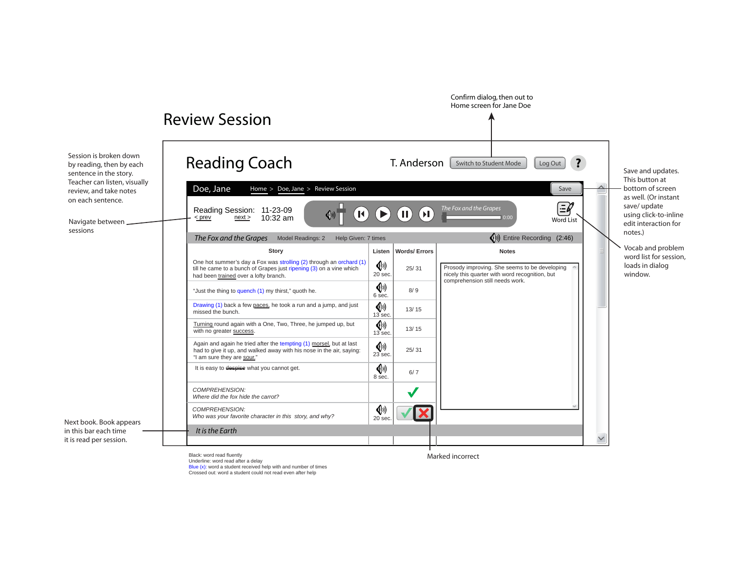# Review Session

Confirm dialog, then out to Home screen for Jane Doe

Session is broken down by reading, then by each sentence in the story. Teacher can listen, visually review, and take notes on each sentence.

Navigate between sessions

Next book. Book appears in this bar each time it is read per session.

Save and updates. This button at bottom of screen as well. (Or instant save/ update using click-to-inline edit interaction for notes.)

Vocab and problem word list for session, loads in dialog window.

## Reading Coach

T. Anderson | Switch to Student Mode | Log Out | ?

Doe, Jane | Home > Doe, Jane > Review Session | Save

Reading Session: 11-23-09 10:32 am
< prev next >

*The Fox and the Grapes* 0:00

Word List

*The Fox and the Grapes* Model Readings: 2 Help Given: 7 times Entire Recording (2:46)

| Story | Listen | Words/ Errors | Notes |
|---|---|---|---|
| One hot summer's day a Fox was strolling (2) through an orchard (1) till he came to a bunch of Grapes just ripening (3) on a vine which had been trained over a lofty branch. | 20 sec. | 25/ 31 | Prosody improving. She seems to be developing nicely this quarter with word recognition, but comprehension still needs work. |
| "Just the thing to quench (1) my thirst," quoth he. | 6 sec. | 8/ 9 | |
| Drawing (1) back a few paces, he took a run and a jump, and just missed the bunch. | 13 sec. | 13/ 15 | |
| Turning round again with a One, Two, Three, he jumped up, but with no greater success. | 13 sec. | 13/ 15 | |
| Again and again he tried after the tempting (1) morsel, but at last had to give it up, and walked away with his nose in the air, saying: "I am sure they are sour." | 23 sec. | 25/ 31 | |
| It is easy to ~~despise~~ what you cannot get. | 8 sec. | 6/ 7 | |
| *COMPREHENSION: Where did the fox hide the carrot?* | | ✓ | |
| *COMPREHENSION: Who was your favorite character in this story, and why?* | 20 sec. | ✓ ✗ | |
| *It is the Earth* | | | |

Marked incorrect

Black: word read fluently
Underline: word read after a delay
Blue (x): word a student received help with and number of times
Crossed out: word a student could not read even after help